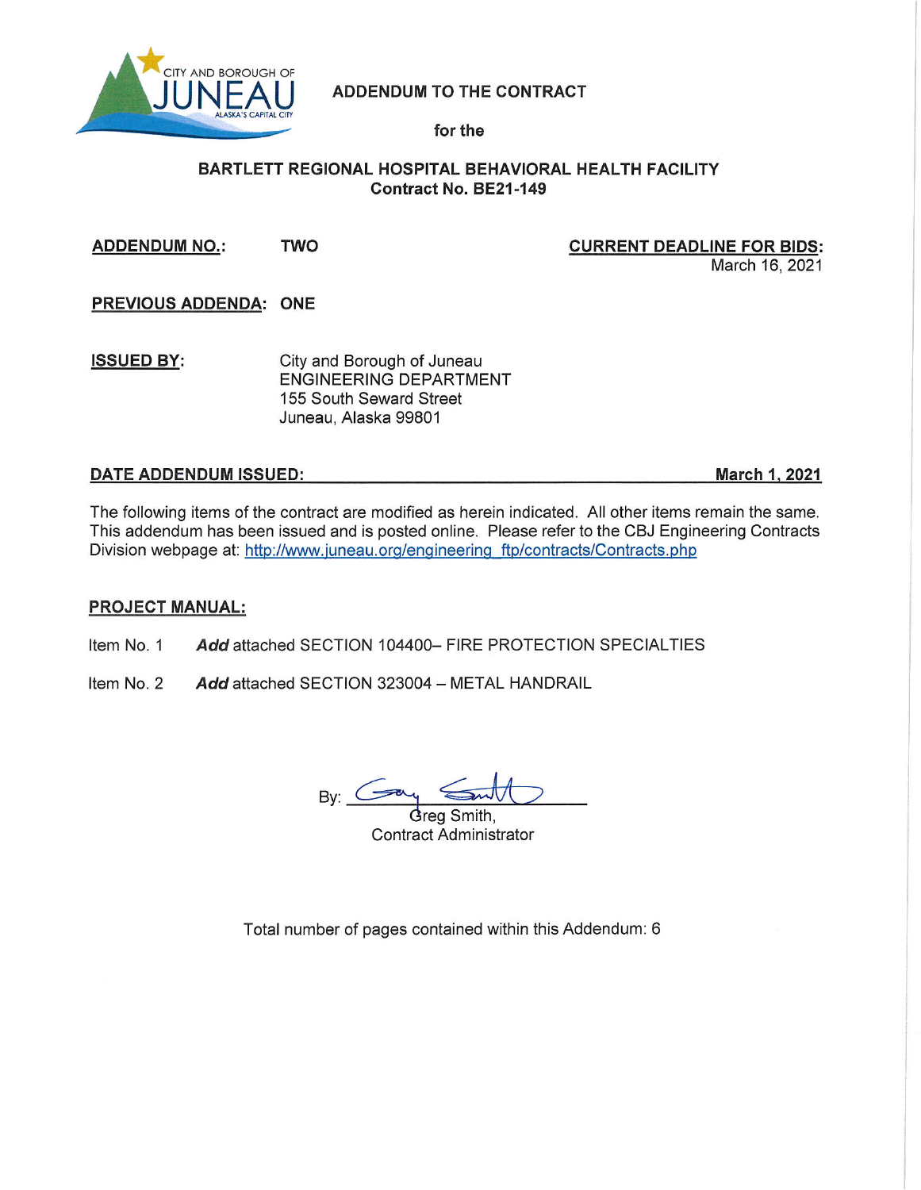CITY AND BOROUGH OF JUNEAU
ALASKA'S CAPITAL CITY

# ADDENDUM TO THE CONTRACT

for the

## BARTLETT REGIONAL HOSPITAL BEHAVIORAL HEALTH FACILITY
**Contract No. BE21-149**

**ADDENDUM NO.:** TWO

**CURRENT DEADLINE FOR BIDS:** March 16, 2021

**PREVIOUS ADDENDA:** ONE

**ISSUED BY:**
City and Borough of Juneau
ENGINEERING DEPARTMENT
155 South Seward Street
Juneau, Alaska 99801

**DATE ADDENDUM ISSUED:** **March 1, 2021**

The following items of the contract are modified as herein indicated. All other items remain the same. This addendum has been issued and is posted online. Please refer to the CBJ Engineering Contracts Division webpage at: http://www.juneau.org/engineering_ftp/contracts/Contracts.php

**PROJECT MANUAL:**

Item No. 1 ***Add*** attached SECTION 104400– FIRE PROTECTION SPECIALTIES

Item No. 2 ***Add*** attached SECTION 323004 – METAL HANDRAIL

By: Greg Smith,
Contract Administrator

Total number of pages contained within this Addendum: 6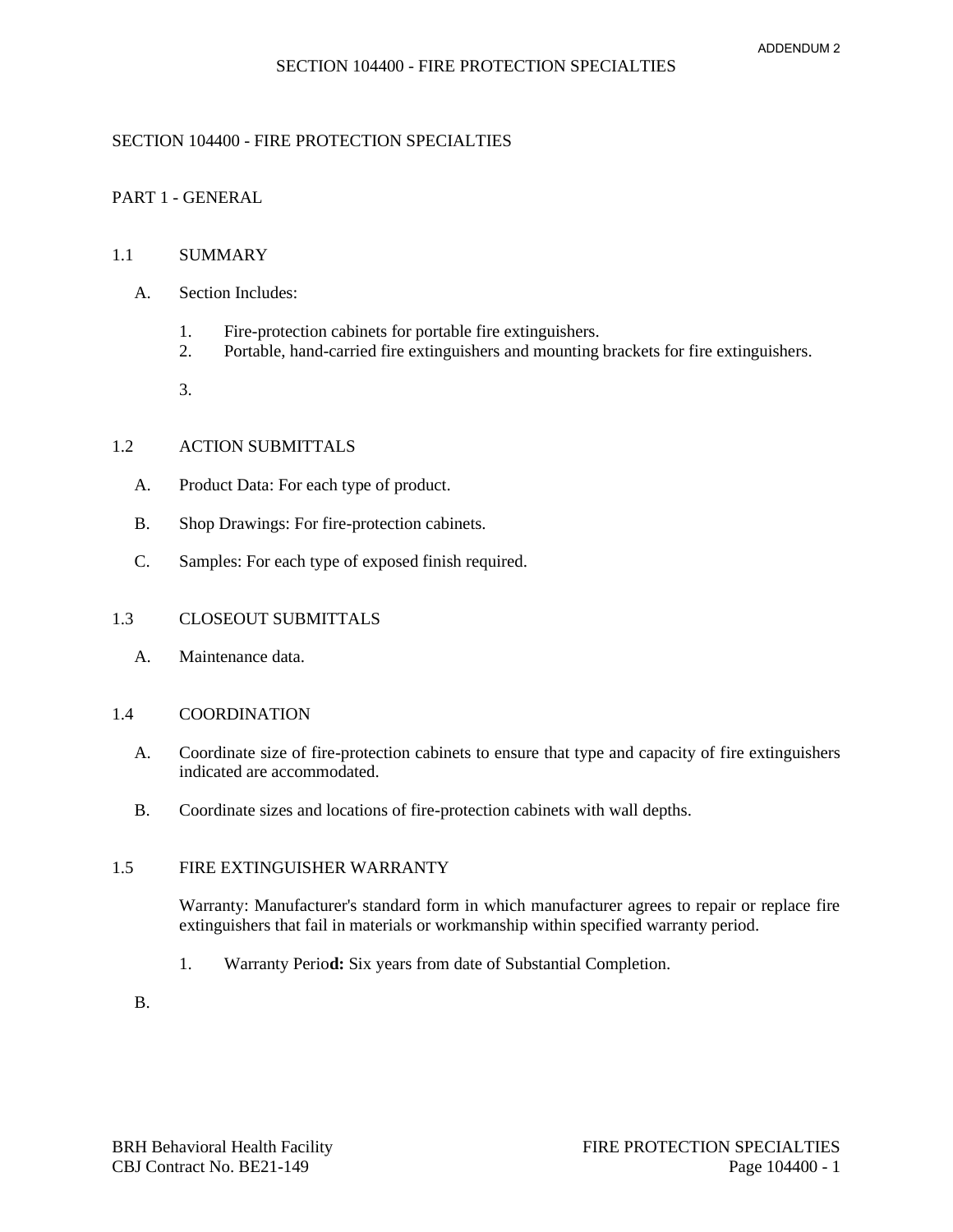ADDENDUM 2

# SECTION 104400 - FIRE PROTECTION SPECIALTIES

## PART 1 - GENERAL

### 1.1 SUMMARY

A. Section Includes:

1. Fire-protection cabinets for portable fire extinguishers.
2. Portable, hand-carried fire extinguishers and mounting brackets for fire extinguishers.

3.

### 1.2 ACTION SUBMITTALS

A. Product Data: For each type of product.

B. Shop Drawings: For fire-protection cabinets.

C. Samples: For each type of exposed finish required.

### 1.3 CLOSEOUT SUBMITTALS

A. Maintenance data.

### 1.4 COORDINATION

A. Coordinate size of fire-protection cabinets to ensure that type and capacity of fire extinguishers indicated are accommodated.

B. Coordinate sizes and locations of fire-protection cabinets with wall depths.

### 1.5 FIRE EXTINGUISHER WARRANTY

Warranty: Manufacturer's standard form in which manufacturer agrees to repair or replace fire extinguishers that fail in materials or workmanship within specified warranty period.

1. Warranty Perio**d:** Six years from date of Substantial Completion.

B.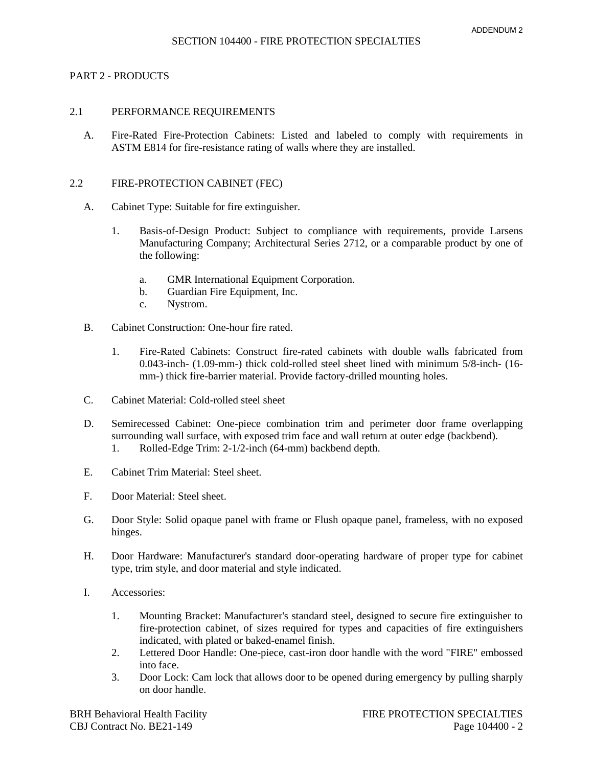## SECTION 104400 - FIRE PROTECTION SPECIALTIES

### PART 2 - PRODUCTS

#### 2.1 PERFORMANCE REQUIREMENTS

A. Fire-Rated Fire-Protection Cabinets: Listed and labeled to comply with requirements in ASTM E814 for fire-resistance rating of walls where they are installed.

#### 2.2 FIRE-PROTECTION CABINET (FEC)

A. Cabinet Type: Suitable for fire extinguisher.

1. Basis-of-Design Product: Subject to compliance with requirements, provide Larsens Manufacturing Company; Architectural Series 2712, or a comparable product by one of the following:

   a. GMR International Equipment Corporation.
   b. Guardian Fire Equipment, Inc.
   c. Nystrom.

B. Cabinet Construction: One-hour fire rated.

1. Fire-Rated Cabinets: Construct fire-rated cabinets with double walls fabricated from 0.043-inch- (1.09-mm-) thick cold-rolled steel sheet lined with minimum 5/8-inch- (16-mm-) thick fire-barrier material. Provide factory-drilled mounting holes.

C. Cabinet Material: Cold-rolled steel sheet

D. Semirecessed Cabinet: One-piece combination trim and perimeter door frame overlapping surrounding wall surface, with exposed trim face and wall return at outer edge (backbend).

1. Rolled-Edge Trim: 2-1/2-inch (64-mm) backbend depth.

E. Cabinet Trim Material: Steel sheet.

F. Door Material: Steel sheet.

G. Door Style: Solid opaque panel with frame or Flush opaque panel, frameless, with no exposed hinges.

H. Door Hardware: Manufacturer's standard door-operating hardware of proper type for cabinet type, trim style, and door material and style indicated.

I. Accessories:

1. Mounting Bracket: Manufacturer's standard steel, designed to secure fire extinguisher to fire-protection cabinet, of sizes required for types and capacities of fire extinguishers indicated, with plated or baked-enamel finish.
2. Lettered Door Handle: One-piece, cast-iron door handle with the word "FIRE" embossed into face.
3. Door Lock: Cam lock that allows door to be opened during emergency by pulling sharply on door handle.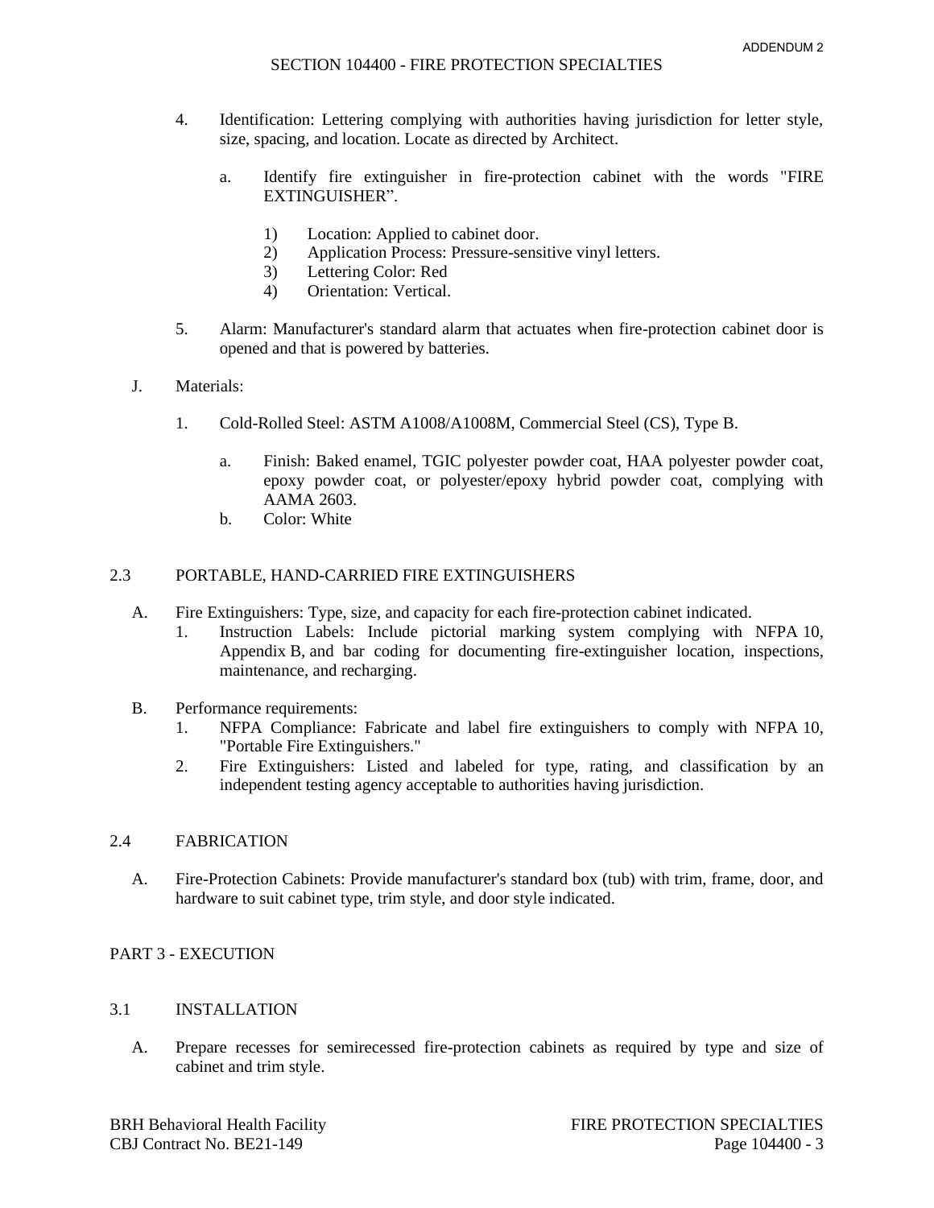4. Identification: Lettering complying with authorities having jurisdiction for letter style, size, spacing, and location. Locate as directed by Architect.

   a. Identify fire extinguisher in fire-protection cabinet with the words "FIRE EXTINGUISHER".

      1) Location: Applied to cabinet door.
      2) Application Process: Pressure-sensitive vinyl letters.
      3) Lettering Color: Red
      4) Orientation: Vertical.

5. Alarm: Manufacturer's standard alarm that actuates when fire-protection cabinet door is opened and that is powered by batteries.

J. Materials:

   1. Cold-Rolled Steel: ASTM A1008/A1008M, Commercial Steel (CS), Type B.

      a. Finish: Baked enamel, TGIC polyester powder coat, HAA polyester powder coat, epoxy powder coat, or polyester/epoxy hybrid powder coat, complying with AAMA 2603.
      b. Color: White

## 2.3 PORTABLE, HAND-CARRIED FIRE EXTINGUISHERS

A. Fire Extinguishers: Type, size, and capacity for each fire-protection cabinet indicated.
   1. Instruction Labels: Include pictorial marking system complying with NFPA 10, Appendix B, and bar coding for documenting fire-extinguisher location, inspections, maintenance, and recharging.

B. Performance requirements:
   1. NFPA Compliance: Fabricate and label fire extinguishers to comply with NFPA 10, "Portable Fire Extinguishers."
   2. Fire Extinguishers: Listed and labeled for type, rating, and classification by an independent testing agency acceptable to authorities having jurisdiction.

## 2.4 FABRICATION

A. Fire-Protection Cabinets: Provide manufacturer's standard box (tub) with trim, frame, door, and hardware to suit cabinet type, trim style, and door style indicated.

# PART 3 - EXECUTION

## 3.1 INSTALLATION

A. Prepare recesses for semirecessed fire-protection cabinets as required by type and size of cabinet and trim style.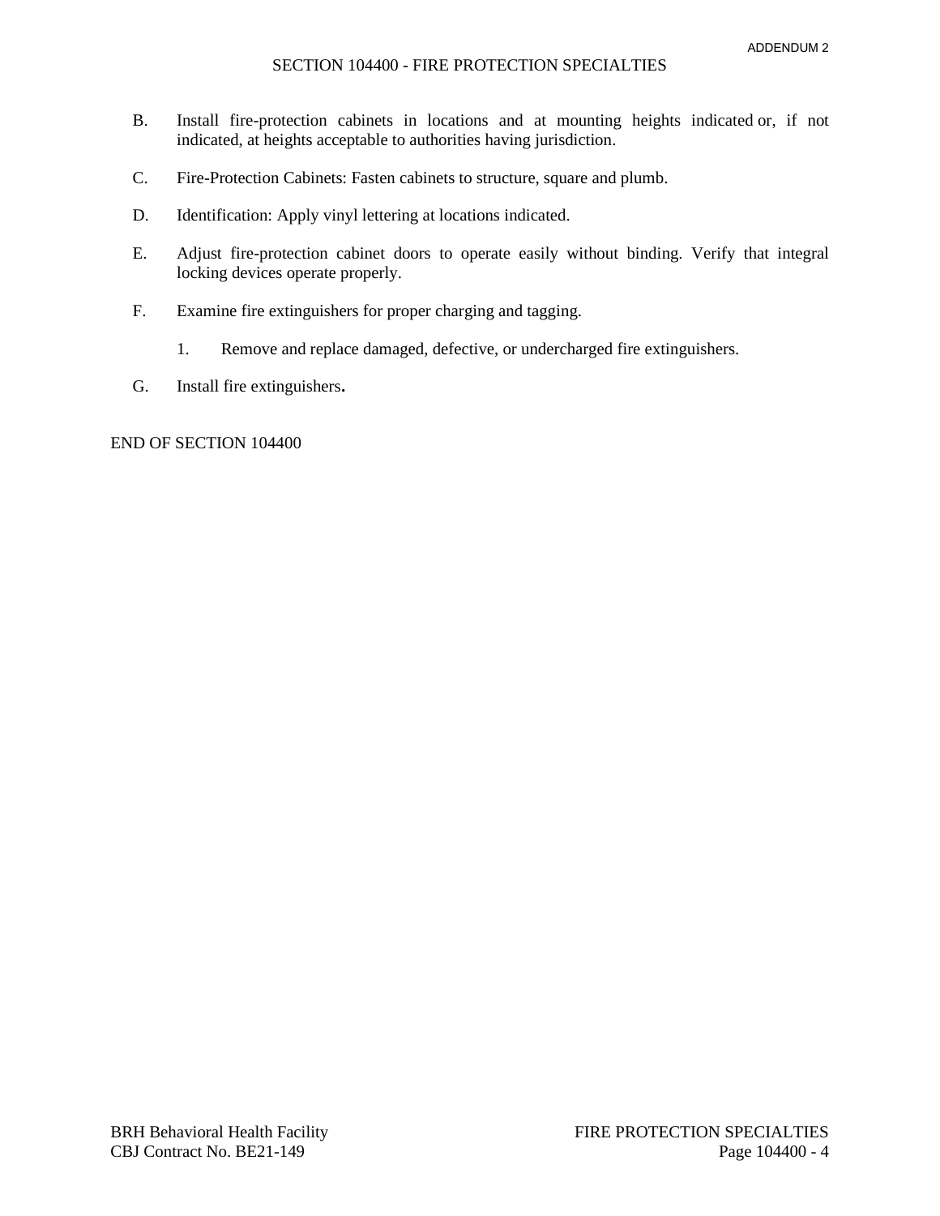B. Install fire-protection cabinets in locations and at mounting heights indicated or, if not indicated, at heights acceptable to authorities having jurisdiction.

C. Fire-Protection Cabinets: Fasten cabinets to structure, square and plumb.

D. Identification: Apply vinyl lettering at locations indicated.

E. Adjust fire-protection cabinet doors to operate easily without binding. Verify that integral locking devices operate properly.

F. Examine fire extinguishers for proper charging and tagging.

   1. Remove and replace damaged, defective, or undercharged fire extinguishers.

G. Install fire extinguishers**.**

END OF SECTION 104400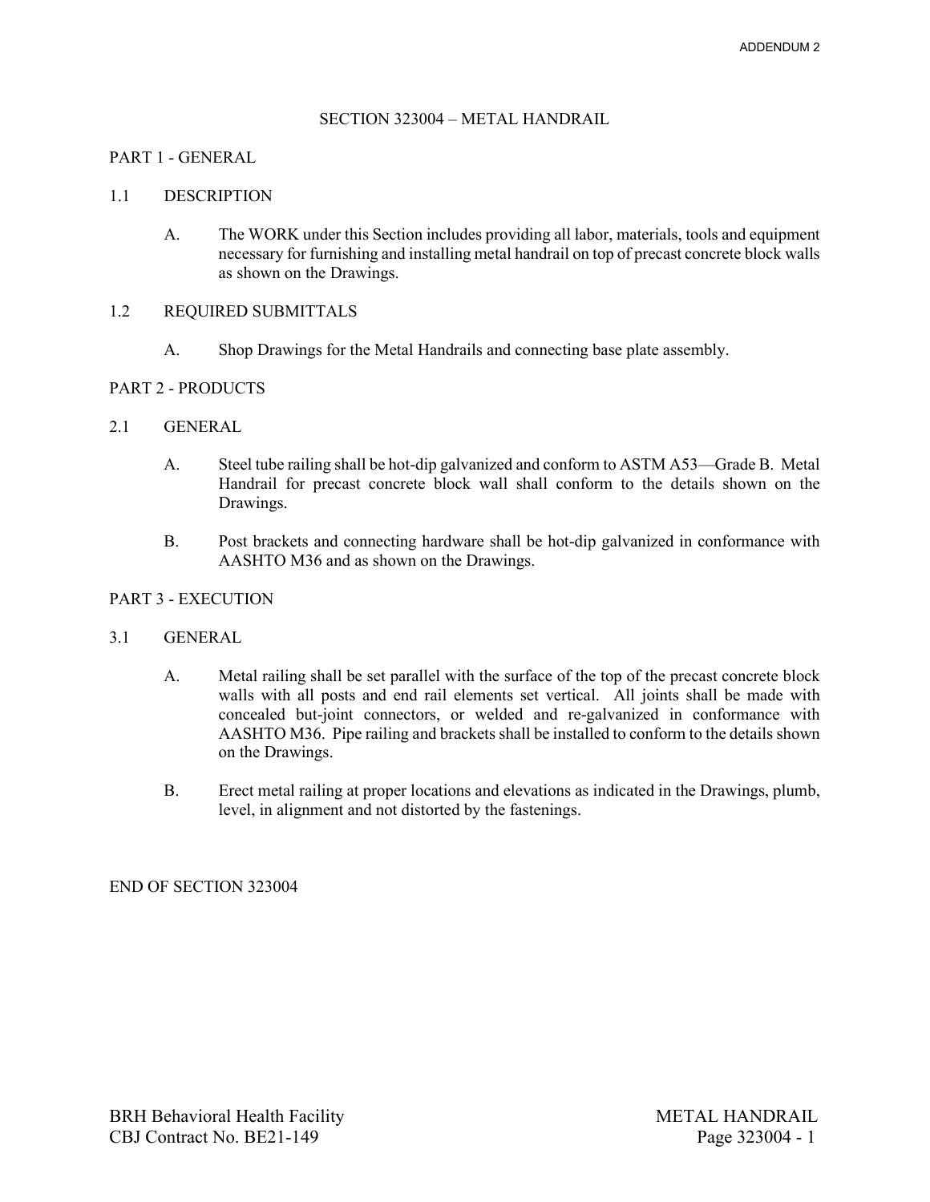# SECTION 323004 – METAL HANDRAIL

## PART 1 - GENERAL

### 1.1 DESCRIPTION

A. The WORK under this Section includes providing all labor, materials, tools and equipment necessary for furnishing and installing metal handrail on top of precast concrete block walls as shown on the Drawings.

### 1.2 REQUIRED SUBMITTALS

A. Shop Drawings for the Metal Handrails and connecting base plate assembly.

## PART 2 - PRODUCTS

### 2.1 GENERAL

A. Steel tube railing shall be hot-dip galvanized and conform to ASTM A53—Grade B. Metal Handrail for precast concrete block wall shall conform to the details shown on the Drawings.

B. Post brackets and connecting hardware shall be hot-dip galvanized in conformance with AASHTO M36 and as shown on the Drawings.

## PART 3 - EXECUTION

### 3.1 GENERAL

A. Metal railing shall be set parallel with the surface of the top of the precast concrete block walls with all posts and end rail elements set vertical. All joints shall be made with concealed but-joint connectors, or welded and re-galvanized in conformance with AASHTO M36. Pipe railing and brackets shall be installed to conform to the details shown on the Drawings.

B. Erect metal railing at proper locations and elevations as indicated in the Drawings, plumb, level, in alignment and not distorted by the fastenings.

END OF SECTION 323004